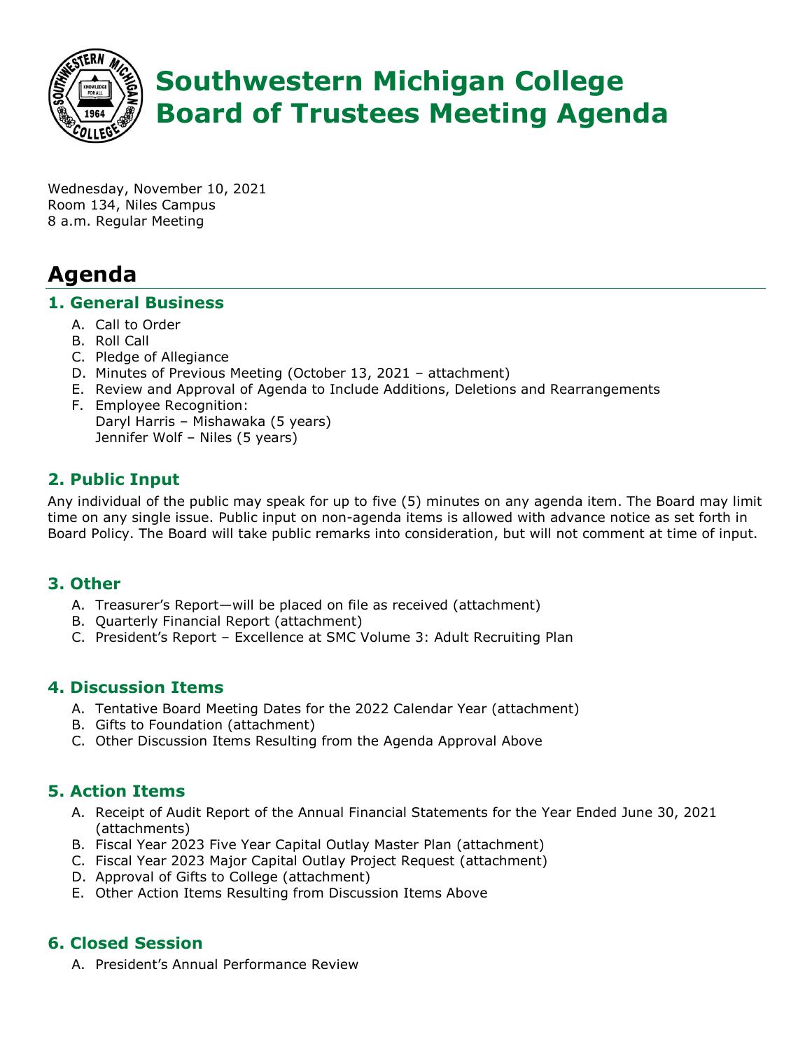# Southwestern Michigan College Board of Trustees Meeting Agenda

Wednesday, November 10, 2021
Room 134, Niles Campus
8 a.m. Regular Meeting

# Agenda

## 1. General Business

A. Call to Order
B. Roll Call
C. Pledge of Allegiance
D. Minutes of Previous Meeting (October 13, 2021 – attachment)
E. Review and Approval of Agenda to Include Additions, Deletions and Rearrangements
F. Employee Recognition:
   Daryl Harris – Mishawaka (5 years)
   Jennifer Wolf – Niles (5 years)

## 2. Public Input

Any individual of the public may speak for up to five (5) minutes on any agenda item. The Board may limit time on any single issue. Public input on non-agenda items is allowed with advance notice as set forth in Board Policy. The Board will take public remarks into consideration, but will not comment at time of input.

## 3. Other

A. Treasurer's Report—will be placed on file as received (attachment)
B. Quarterly Financial Report (attachment)
C. President's Report – Excellence at SMC Volume 3: Adult Recruiting Plan

## 4. Discussion Items

A. Tentative Board Meeting Dates for the 2022 Calendar Year (attachment)
B. Gifts to Foundation (attachment)
C. Other Discussion Items Resulting from the Agenda Approval Above

## 5. Action Items

A. Receipt of Audit Report of the Annual Financial Statements for the Year Ended June 30, 2021 (attachments)
B. Fiscal Year 2023 Five Year Capital Outlay Master Plan (attachment)
C. Fiscal Year 2023 Major Capital Outlay Project Request (attachment)
D. Approval of Gifts to College (attachment)
E. Other Action Items Resulting from Discussion Items Above

## 6. Closed Session

A. President's Annual Performance Review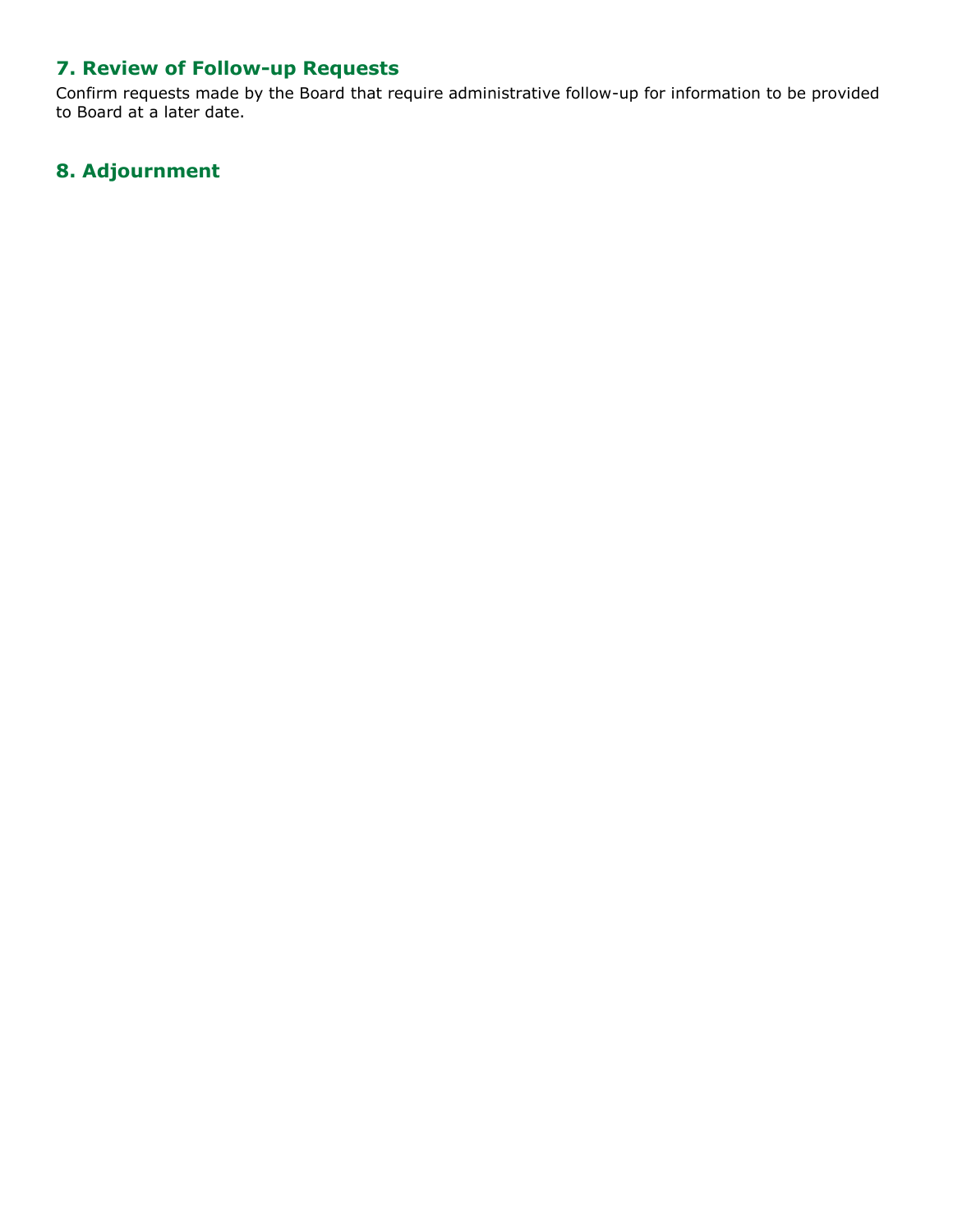## 7. Review of Follow-up Requests

Confirm requests made by the Board that require administrative follow-up for information to be provided to Board at a later date.

## 8. Adjournment